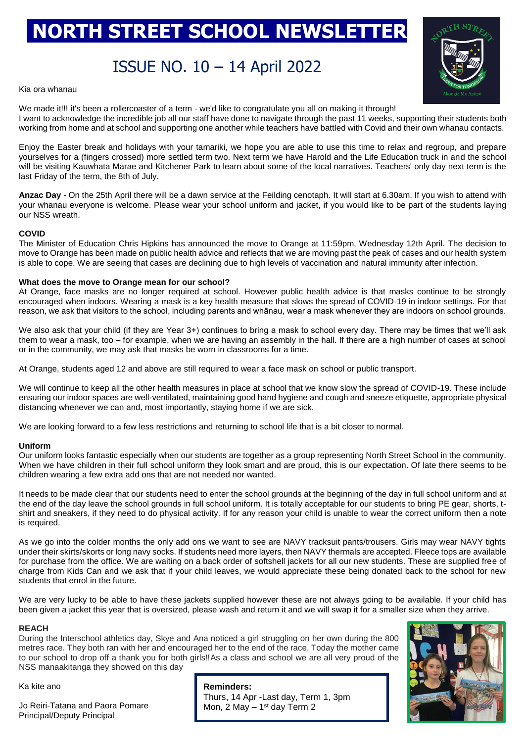# NORTH STREET SCHOOL NEWSLETTER

## ISSUE NO. 10 – 14 April 2022

Kia ora whanau

We made it!!! it's been a rollercoaster of a term - we'd like to congratulate you all on making it through!
I want to acknowledge the incredible job all our staff have done to navigate through the past 11 weeks, supporting their students both working from home and at school and supporting one another while teachers have battled with Covid and their own whanau contacts.

Enjoy the Easter break and holidays with your tamariki, we hope you are able to use this time to relax and regroup, and prepare yourselves for a (fingers crossed) more settled term two. Next term we have Harold and the Life Education truck in and the school will be visiting Kauwhata Marae and Kitchener Park to learn about some of the local narratives. Teachers' only day next term is the last Friday of the term, the 8th of July.

**Anzac Day** - On the 25th April there will be a dawn service at the Feilding cenotaph. It will start at 6.30am. If you wish to attend with your whanau everyone is welcome. Please wear your school uniform and jacket, if you would like to be part of the students laying our NSS wreath.

### COVID

The Minister of Education Chris Hipkins has announced the move to Orange at 11:59pm, Wednesday 12th April. The decision to move to Orange has been made on public health advice and reflects that we are moving past the peak of cases and our health system is able to cope. We are seeing that cases are declining due to high levels of vaccination and natural immunity after infection.

**What does the move to Orange mean for our school?**

At Orange, face masks are no longer required at school. However public health advice is that masks continue to be strongly encouraged when indoors. Wearing a mask is a key health measure that slows the spread of COVID-19 in indoor settings. For that reason, we ask that visitors to the school, including parents and whānau, wear a mask whenever they are indoors on school grounds.

We also ask that your child (if they are Year 3+) continues to bring a mask to school every day. There may be times that we'll ask them to wear a mask, too – for example, when we are having an assembly in the hall. If there are a high number of cases at school or in the community, we may ask that masks be worn in classrooms for a time.

At Orange, students aged 12 and above are still required to wear a face mask on school or public transport.

We will continue to keep all the other health measures in place at school that we know slow the spread of COVID-19. These include ensuring our indoor spaces are well-ventilated, maintaining good hand hygiene and cough and sneeze etiquette, appropriate physical distancing whenever we can and, most importantly, staying home if we are sick.

We are looking forward to a few less restrictions and returning to school life that is a bit closer to normal.

### Uniform

Our uniform looks fantastic especially when our students are together as a group representing North Street School in the community. When we have children in their full school uniform they look smart and are proud, this is our expectation. Of late there seems to be children wearing a few extra add ons that are not needed nor wanted.

It needs to be made clear that our students need to enter the school grounds at the beginning of the day in full school uniform and at the end of the day leave the school grounds in full school uniform. It is totally acceptable for our students to bring PE gear, shorts, t-shirt and sneakers, if they need to do physical activity. If for any reason your child is unable to wear the correct uniform then a note is required.

As we go into the colder months the only add ons we want to see are NAVY tracksuit pants/trousers. Girls may wear NAVY tights under their skirts/skorts or long navy socks. If students need more layers, then NAVY thermals are accepted. Fleece tops are available for purchase from the office. We are waiting on a back order of softshell jackets for all our new students. These are supplied free of charge from Kids Can and we ask that if your child leaves, we would appreciate these being donated back to the school for new students that enrol in the future.

We are very lucky to be able to have these jackets supplied however these are not always going to be available. If your child has been given a jacket this year that is oversized, please wash and return it and we will swap it for a smaller size when they arrive.

### REACH

During the Interschool athletics day, Skye and Ana noticed a girl struggling on her own during the 800 metres race. They both ran with her and encouraged her to the end of the race. Today the mother came to our school to drop off a thank you for both girls!!As a class and school we are all very proud of the NSS manaakitanga they showed on this day

Ka kite ano

Jo Reiri-Tatana and Paora Pomare
Principal/Deputy Principal

**Reminders:**
Thurs, 14 Apr -Last day, Term 1, 3pm
Mon, 2 May – 1st day Term 2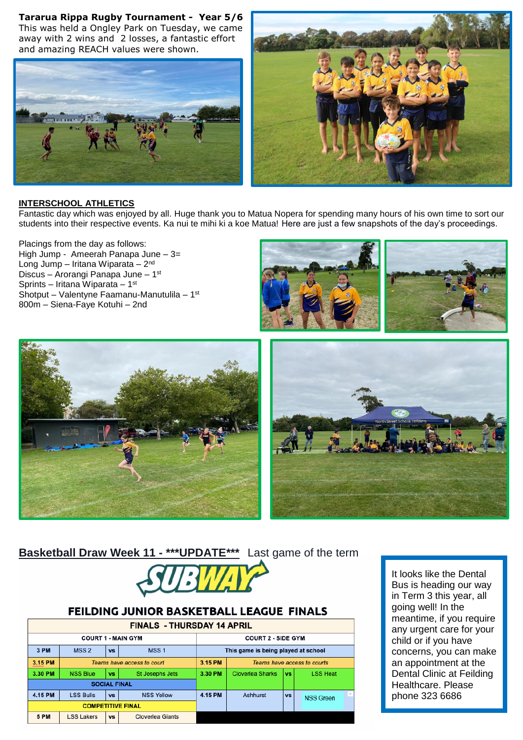**Tararua Rippa Rugby Tournament - Year 5/6**
This was held a Ongley Park on Tuesday, we came away with 2 wins and 2 losses, a fantastic effort and amazing REACH values were shown.

## INTERSCHOOL ATHLETICS

Fantastic day which was enjoyed by all. Huge thank you to Matua Nopera for spending many hours of his own time to sort our students into their respective events. Ka nui te mihi ki a koe Matua! Here are just a few snapshots of the day's proceedings.

Placings from the day as follows:
High Jump - Ameerah Panapa June – 3=
Long Jump – Iritana Wiparata – 2nd
Discus – Arorangi Panapa June – 1st
Sprints – Iritana Wiparata – 1st
Shotput – Valentyne Faamanu-Manutulila – 1st
800m – Siena-Faye Kotuhi – 2nd

## Basketball Draw Week 11 - ***UPDATE*** Last game of the term

SUBWAY

**FEILDING JUNIOR BASKETBALL LEAGUE FINALS**

| FINALS - THURSDAY 14 APRIL | | | | | | | |
|---|---|---|---|---|---|---|---|
| COURT 1 - MAIN GYM | | | | COURT 2 - SIDE GYM | | | |
| 3 PM | MSS 2 | vs | MSS 1 | This game is being played at school | | | |
| 3.15 PM | *Teams have access to court* | | | 3.15 PM | *Teams have access to courts* | | |
| 3.30 PM | NSS Blue | vs | St Josephs Jets | 3.30 PM | Cloverlea Sharks | vs | LSS Heat |
| SOCIAL FINAL | | | | | | | |
| 4.15 PM | LSS Bulls | vs | NSS Yellow | 4.15 PM | Ashhurst | vs | NSS Green |
| COMPETITIVE FINAL | | | | | | | |
| 5 PM | LSS Lakers | vs | Cloverlea Giants | | | | |

It looks like the Dental Bus is heading our way in Term 3 this year, all going well! In the meantime, if you require any urgent care for your child or if you have concerns, you can make an appointment at the Dental Clinic at Feilding Healthcare. Please phone 323 6686